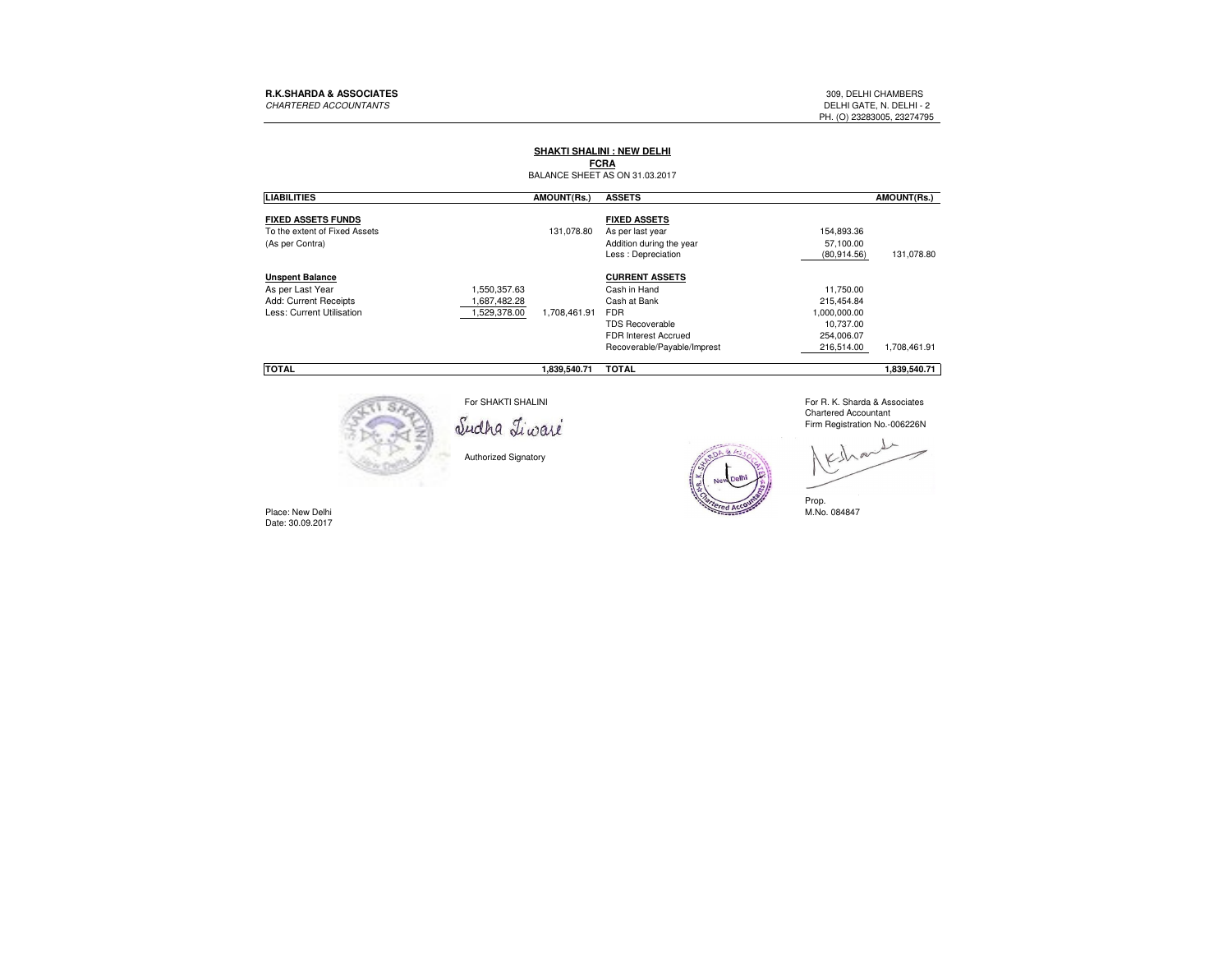**R.K.SHARDA & ASSOCIATES**
*CHARTERED ACCOUNTANTS*

309, DELHI CHAMBERS
DELHI GATE, N. DELHI - 2
PH. (O) 23283005, 23274795

## SHAKTI SHALINI : NEW DELHI

### FCRA

BALANCE SHEET AS ON 31.03.2017

| LIABILITIES | | AMOUNT(Rs.) | ASSETS | | AMOUNT(Rs.) |
|---|---|---|---|---|---|
| **FIXED ASSETS FUNDS** | | | **FIXED ASSETS** | | |
| To the extent of Fixed Assets | | 131,078.80 | As per last year | 154,893.36 | |
| (As per Contra) | | | Addition during the year | 57,100.00 | |
| | | | Less : Depreciation | (80,914.56) | 131,078.80 |
| **Unspent Balance** | | | **CURRENT ASSETS** | | |
| As per Last Year | 1,550,357.63 | | Cash in Hand | 11,750.00 | |
| Add: Current Receipts | 1,687,482.28 | | Cash at Bank | 215,454.84 | |
| Less: Current Utilisation | 1,529,378.00 | 1,708,461.91 | FDR | 1,000,000.00 | |
| | | | TDS Recoverable | 10,737.00 | |
| | | | FDR Interest Accrued | 254,006.07 | |
| | | | Recoverable/Payable/Imprest | 216,514.00 | 1,708,461.91 |
| **TOTAL** | | **1,839,540.71** | **TOTAL** | | **1,839,540.71** |

For SHAKTI SHALINI

Sudha Tiwari

Authorized Signatory

For R. K. Sharda & Associates
Chartered Accountant
Firm Registration No.-006226N

Prop.
M.No. 084847

Place: New Delhi
Date: 30.09.2017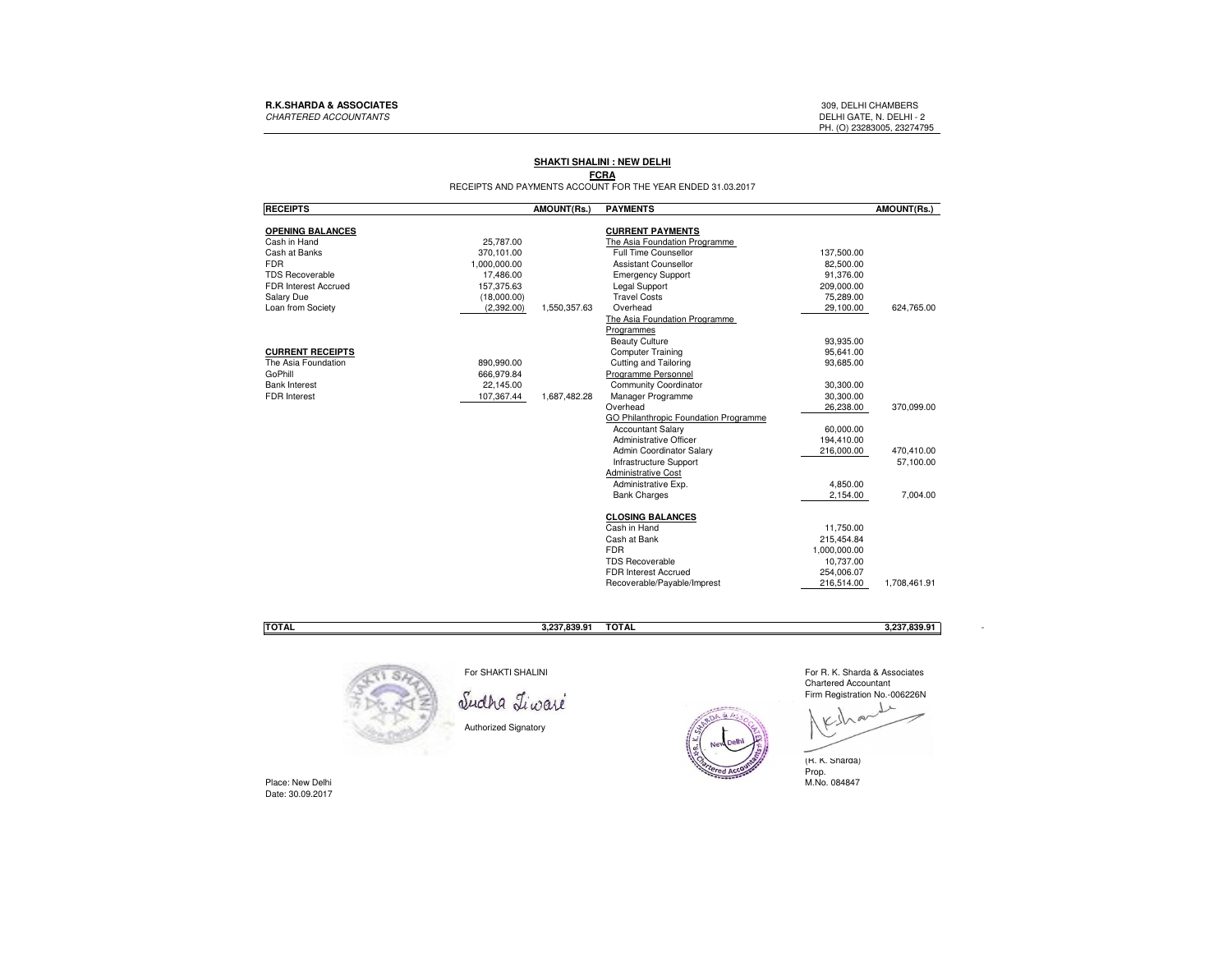**R.K.SHARDA & ASSOCIATES**
*CHARTERED ACCOUNTANTS*

309, DELHI CHAMBERS
DELHI GATE, N. DELHI - 2
PH. (O) 23283005, 23274795

**SHAKTI SHALINI : NEW DELHI**

**FCRA**

RECEIPTS AND PAYMENTS ACCOUNT FOR THE YEAR ENDED 31.03.2017

| RECEIPTS | | AMOUNT(Rs.) | PAYMENTS | | AMOUNT(Rs.) |
|---|---|---|---|---|---|
| **OPENING BALANCES** | | | **CURRENT PAYMENTS** | | |
| Cash in Hand | 25,787.00 | | The Asia Foundation Programme | | |
| Cash at Banks | 370,101.00 | | Full Time Counsellor | 137,500.00 | |
| FDR | 1,000,000.00 | | Assistant Counsellor | 82,500.00 | |
| TDS Recoverable | 17,486.00 | | Emergency Support | 91,376.00 | |
| FDR Interest Accrued | 157,375.63 | | Legal Support | 209,000.00 | |
| Salary Due | (18,000.00) | | Travel Costs | 75,289.00 | |
| Loan from Society | (2,392.00) | 1,550,357.63 | Overhead | 29,100.00 | 624,765.00 |
| | | | The Asia Foundation Programme | | |
| | | | Programmes | | |
| | | | Beauty Culture | 93,935.00 | |
| **CURRENT RECEIPTS** | | | Computer Training | 95,641.00 | |
| The Asia Foundation | 890,990.00 | | Cutting and Tailoring | 93,685.00 | |
| GoPhill | 666,979.84 | | Programme Personnel | | |
| Bank Interest | 22,145.00 | | Community Coordinator | 30,300.00 | |
| FDR Interest | 107,367.44 | 1,687,482.28 | Manager Programme | 30,300.00 | |
| | | | Overhead | 26,238.00 | 370,099.00 |
| | | | GO Philanthropic Foundation Programme | | |
| | | | Accountant Salary | 60,000.00 | |
| | | | Administrative Officer | 194,410.00 | |
| | | | Admin Coordinator Salary | 216,000.00 | 470,410.00 |
| | | | Infrastructure Support | | 57,100.00 |
| | | | Administrative Cost | | |
| | | | Administrative Exp. | 4,850.00 | |
| | | | Bank Charges | 2,154.00 | 7,004.00 |
| | | | **CLOSING BALANCES** | | |
| | | | Cash in Hand | 11,750.00 | |
| | | | Cash at Bank | 215,454.84 | |
| | | | FDR | 1,000,000.00 | |
| | | | TDS Recoverable | 10,737.00 | |
| | | | FDR Interest Accrued | 254,006.07 | |
| | | | Recoverable/Payable/Imprest | 216,514.00 | 1,708,461.91 |
| **TOTAL** | | **3,237,839.91** | **TOTAL** | | **3,237,839.91** |

For SHAKTI SHALINI

Sudha Tiwari

Authorized Signatory

For R. K. Sharda & Associates
Chartered Accountant
Firm Registration No.-006226N

(R. K. Sharda)
Prop.
M.No. 084847

Place: New Delhi
Date: 30.09.2017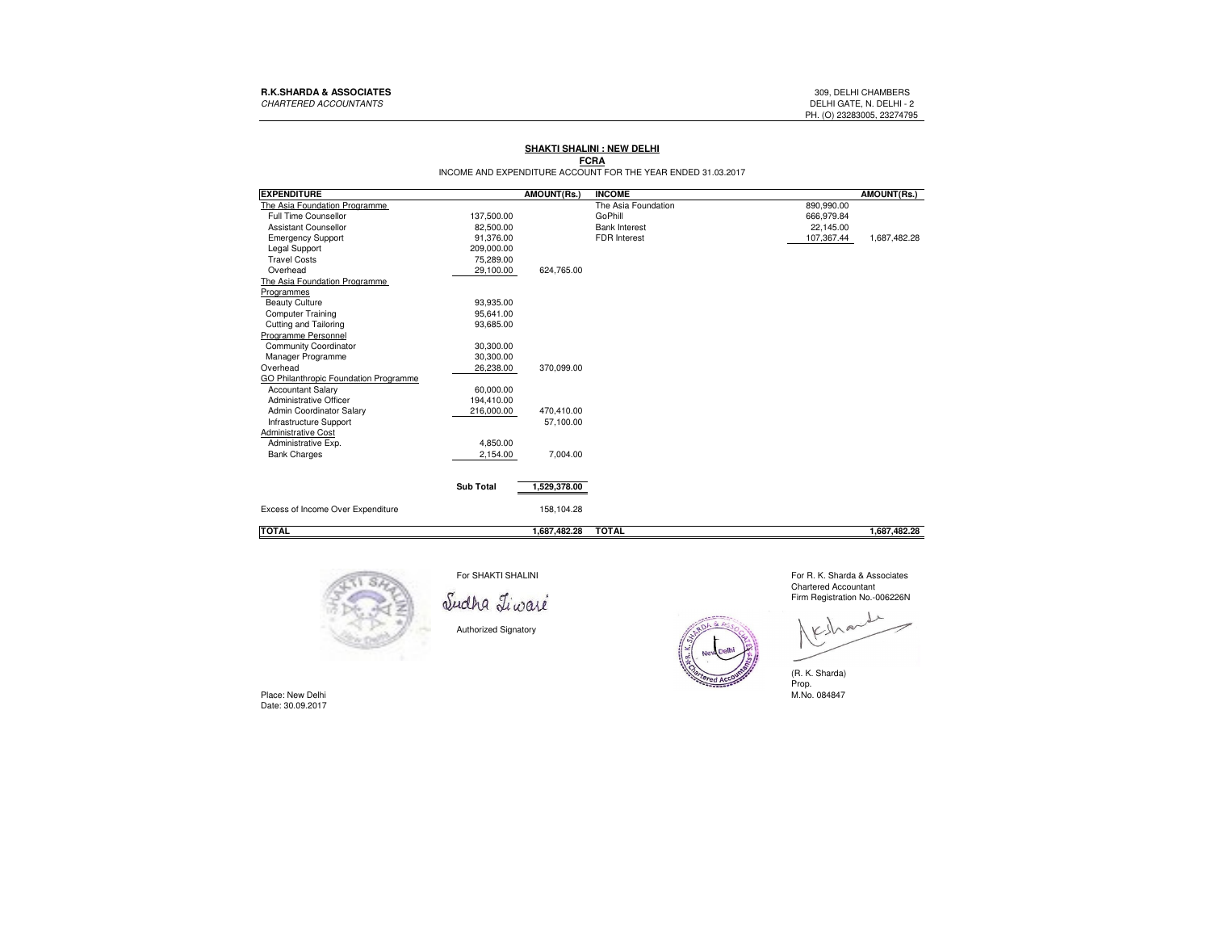**R.K.SHARDA & ASSOCIATES**
*CHARTERED ACCOUNTANTS*

309, DELHI CHAMBERS
DELHI GATE, N. DELHI - 2
PH. (O) 23283005, 23274795

## SHAKTI SHALINI : NEW DELHI

### FCRA

INCOME AND EXPENDITURE ACCOUNT FOR THE YEAR ENDED 31.03.2017

| EXPENDITURE | | AMOUNT(Rs.) | INCOME | | AMOUNT(Rs.) |
|---|---|---|---|---|---|
| The Asia Foundation Programme | | | The Asia Foundation | 890,990.00 | |
| Full Time Counsellor | 137,500.00 | | GoPhill | 666,979.84 | |
| Assistant Counsellor | 82,500.00 | | Bank Interest | 22,145.00 | |
| Emergency Support | 91,376.00 | | FDR Interest | 107,367.44 | 1,687,482.28 |
| Legal Support | 209,000.00 | | | | |
| Travel Costs | 75,289.00 | | | | |
| Overhead | 29,100.00 | 624,765.00 | | | |
| The Asia Foundation Programme | | | | | |
| Programmes | | | | | |
| Beauty Culture | 93,935.00 | | | | |
| Computer Training | 95,641.00 | | | | |
| Cutting and Tailoring | 93,685.00 | | | | |
| Programme Personnel | | | | | |
| Community Coordinator | 30,300.00 | | | | |
| Manager Programme | 30,300.00 | | | | |
| Overhead | 26,238.00 | 370,099.00 | | | |
| GO Philanthropic Foundation Programme | | | | | |
| Accountant Salary | 60,000.00 | | | | |
| Administrative Officer | 194,410.00 | | | | |
| Admin Coordinator Salary | 216,000.00 | 470,410.00 | | | |
| Infrastructure Support | | 57,100.00 | | | |
| Administrative Cost | | | | | |
| Administrative Exp. | 4,850.00 | | | | |
| Bank Charges | 2,154.00 | 7,004.00 | | | |
| | **Sub Total** | 1,529,378.00 | | | |
| Excess of Income Over Expenditure | | 158,104.28 | | | |
| **TOTAL** | | **1,687,482.28** | **TOTAL** | | **1,687,482.28** |

For SHAKTI SHALINI

Sudha Tiwari

Authorized Signatory

For R. K. Sharda & Associates
Chartered Accountant
Firm Registration No.-006226N

(R. K. Sharda)
Prop.
M.No. 084847

Place: New Delhi
Date: 30.09.2017